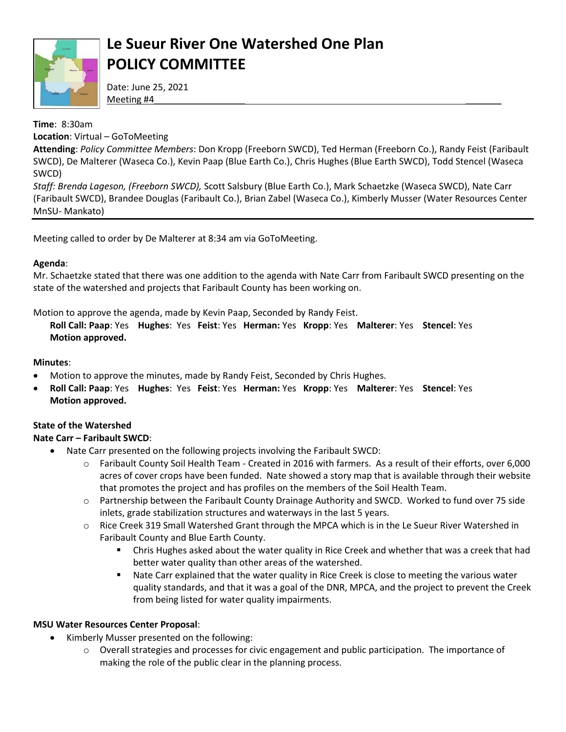# Le Sueur River One Watershed One Plan
# POLICY COMMITTEE

Date: June 25, 2021
Meeting #4

**Time**: 8:30am
**Location**: Virtual – GoToMeeting
**Attending**: *Policy Committee Members*: Don Kropp (Freeborn SWCD), Ted Herman (Freeborn Co.), Randy Feist (Faribault SWCD), De Malterer (Waseca Co.), Kevin Paap (Blue Earth Co.), Chris Hughes (Blue Earth SWCD), Todd Stencel (Waseca SWCD)
*Staff: Brenda Lageson, (Freeborn SWCD),* Scott Salsbury (Blue Earth Co.), Mark Schaetzke (Waseca SWCD), Nate Carr (Faribault SWCD), Brandee Douglas (Faribault Co.), Brian Zabel (Waseca Co.), Kimberly Musser (Water Resources Center MnSU- Mankato)

---

Meeting called to order by De Malterer at 8:34 am via GoToMeeting.

**Agenda**:
Mr. Schaetzke stated that there was one addition to the agenda with Nate Carr from Faribault SWCD presenting on the state of the watershed and projects that Faribault County has been working on.

Motion to approve the agenda, made by Kevin Paap, Seconded by Randy Feist.
**Roll Call: Paap**: Yes **Hughes**: Yes **Feist**: Yes **Herman:** Yes **Kropp**: Yes **Malterer**: Yes **Stencel**: Yes
**Motion approved.**

**Minutes**:

- Motion to approve the minutes, made by Randy Feist, Seconded by Chris Hughes.
- **Roll Call: Paap**: Yes **Hughes**: Yes **Feist**: Yes **Herman:** Yes **Kropp**: Yes **Malterer**: Yes **Stencel**: Yes
  **Motion approved.**

**State of the Watershed**
**Nate Carr – Faribault SWCD**:

- Nate Carr presented on the following projects involving the Faribault SWCD:
  - Faribault County Soil Health Team - Created in 2016 with farmers. As a result of their efforts, over 6,000 acres of cover crops have been funded. Nate showed a story map that is available through their website that promotes the project and has profiles on the members of the Soil Health Team.
  - Partnership between the Faribault County Drainage Authority and SWCD. Worked to fund over 75 side inlets, grade stabilization structures and waterways in the last 5 years.
  - Rice Creek 319 Small Watershed Grant through the MPCA which is in the Le Sueur River Watershed in Faribault County and Blue Earth County.
    - Chris Hughes asked about the water quality in Rice Creek and whether that was a creek that had better water quality than other areas of the watershed.
    - Nate Carr explained that the water quality in Rice Creek is close to meeting the various water quality standards, and that it was a goal of the DNR, MPCA, and the project to prevent the Creek from being listed for water quality impairments.

**MSU Water Resources Center Proposal**:

- Kimberly Musser presented on the following:
  - Overall strategies and processes for civic engagement and public participation. The importance of making the role of the public clear in the planning process.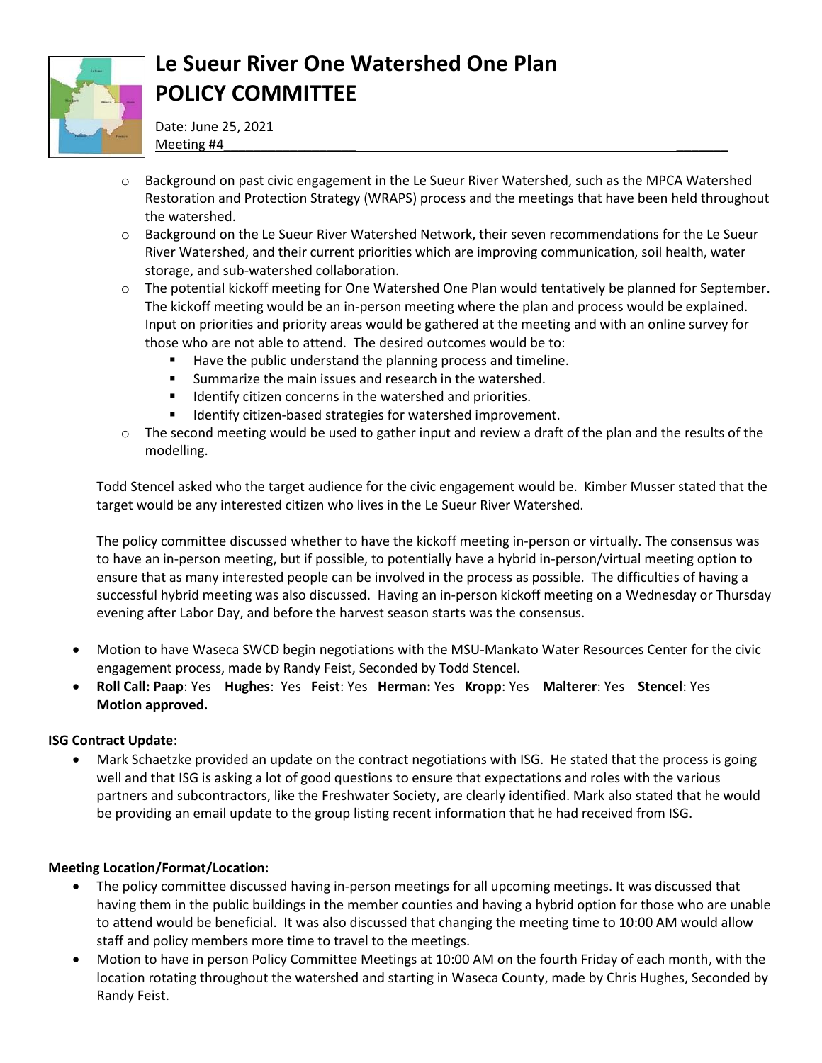- Background on past civic engagement in the Le Sueur River Watershed, such as the MPCA Watershed Restoration and Protection Strategy (WRAPS) process and the meetings that have been held throughout the watershed.
- Background on the Le Sueur River Watershed Network, their seven recommendations for the Le Sueur River Watershed, and their current priorities which are improving communication, soil health, water storage, and sub-watershed collaboration.
- The potential kickoff meeting for One Watershed One Plan would tentatively be planned for September. The kickoff meeting would be an in-person meeting where the plan and process would be explained. Input on priorities and priority areas would be gathered at the meeting and with an online survey for those who are not able to attend. The desired outcomes would be to:
  - Have the public understand the planning process and timeline.
  - Summarize the main issues and research in the watershed.
  - Identify citizen concerns in the watershed and priorities.
  - Identify citizen-based strategies for watershed improvement.
- The second meeting would be used to gather input and review a draft of the plan and the results of the modelling.

Todd Stencel asked who the target audience for the civic engagement would be. Kimber Musser stated that the target would be any interested citizen who lives in the Le Sueur River Watershed.

The policy committee discussed whether to have the kickoff meeting in-person or virtually. The consensus was to have an in-person meeting, but if possible, to potentially have a hybrid in-person/virtual meeting option to ensure that as many interested people can be involved in the process as possible. The difficulties of having a successful hybrid meeting was also discussed. Having an in-person kickoff meeting on a Wednesday or Thursday evening after Labor Day, and before the harvest season starts was the consensus.

- Motion to have Waseca SWCD begin negotiations with the MSU-Mankato Water Resources Center for the civic engagement process, made by Randy Feist, Seconded by Todd Stencel.
- **Roll Call: Paap**: Yes **Hughes**: Yes **Feist**: Yes **Herman:** Yes **Kropp**: Yes **Malterer**: Yes **Stencel**: Yes **Motion approved.**

**ISG Contract Update**:

- Mark Schaetzke provided an update on the contract negotiations with ISG. He stated that the process is going well and that ISG is asking a lot of good questions to ensure that expectations and roles with the various partners and subcontractors, like the Freshwater Society, are clearly identified. Mark also stated that he would be providing an email update to the group listing recent information that he had received from ISG.

**Meeting Location/Format/Location:**

- The policy committee discussed having in-person meetings for all upcoming meetings. It was discussed that having them in the public buildings in the member counties and having a hybrid option for those who are unable to attend would be beneficial. It was also discussed that changing the meeting time to 10:00 AM would allow staff and policy members more time to travel to the meetings.
- Motion to have in person Policy Committee Meetings at 10:00 AM on the fourth Friday of each month, with the location rotating throughout the watershed and starting in Waseca County, made by Chris Hughes, Seconded by Randy Feist.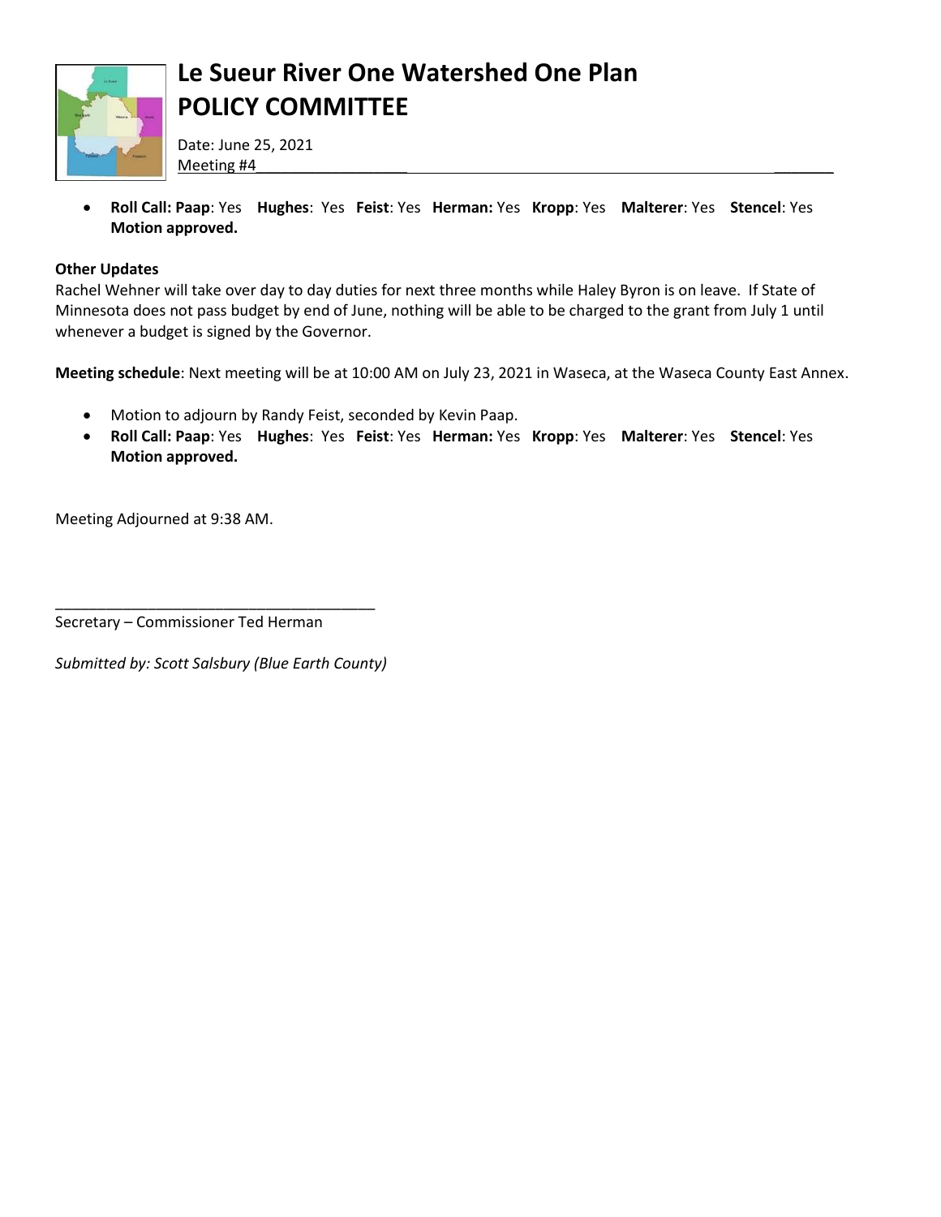# Le Sueur River One Watershed One Plan
# POLICY COMMITTEE

Date: June 25, 2021
Meeting #4

- **Roll Call: Paap**: Yes **Hughes**: Yes **Feist**: Yes **Herman:** Yes **Kropp**: Yes **Malterer**: Yes **Stencel**: Yes
  **Motion approved.**

**Other Updates**

Rachel Wehner will take over day to day duties for next three months while Haley Byron is on leave. If State of Minnesota does not pass budget by end of June, nothing will be able to be charged to the grant from July 1 until whenever a budget is signed by the Governor.

**Meeting schedule**: Next meeting will be at 10:00 AM on July 23, 2021 in Waseca, at the Waseca County East Annex.

- Motion to adjourn by Randy Feist, seconded by Kevin Paap.
- **Roll Call: Paap**: Yes **Hughes**: Yes **Feist**: Yes **Herman:** Yes **Kropp**: Yes **Malterer**: Yes **Stencel**: Yes
  **Motion approved.**

Meeting Adjourned at 9:38 AM.

_______________________________________
Secretary – Commissioner Ted Herman

*Submitted by: Scott Salsbury (Blue Earth County)*